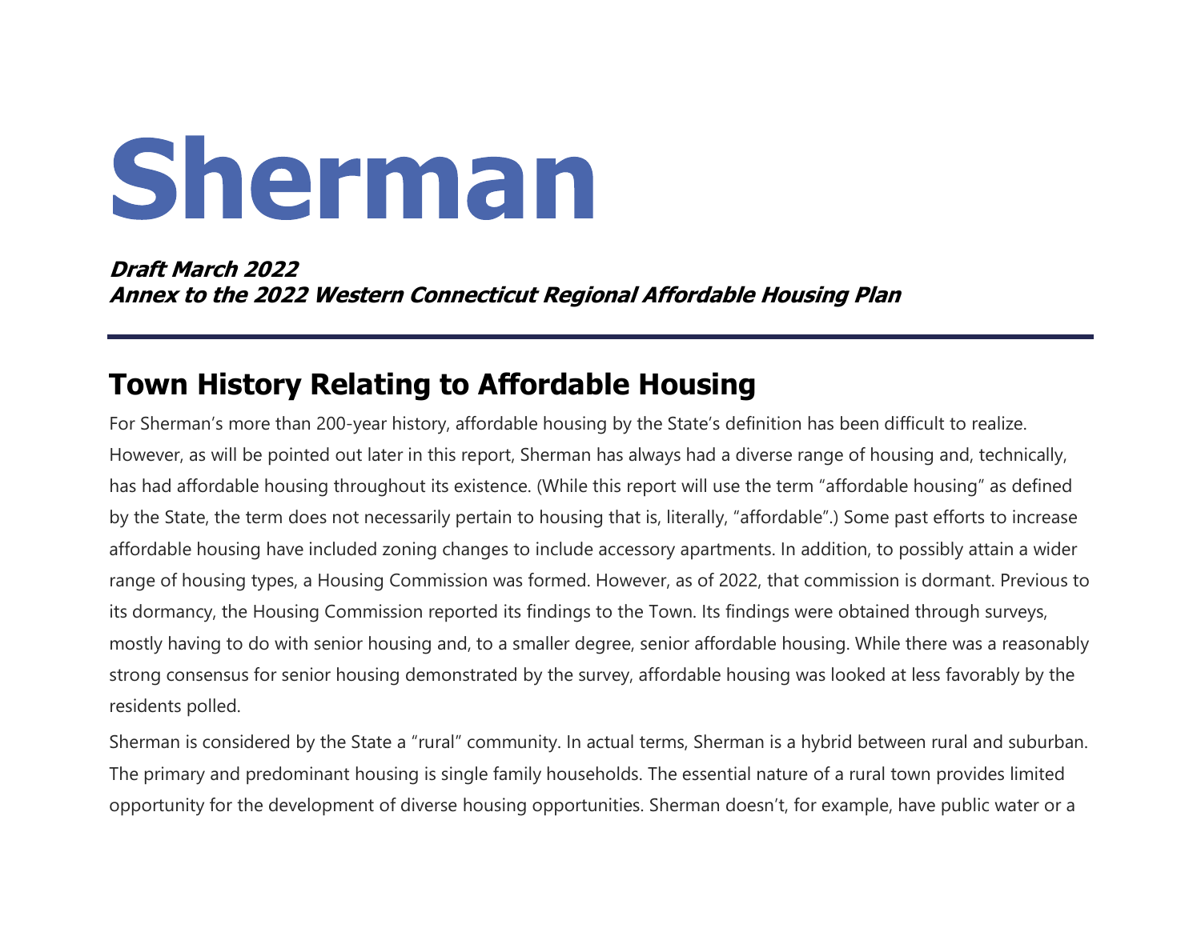# Sherman

***Draft March 2022***
***Annex to the 2022 Western Connecticut Regional Affordable Housing Plan***

---

## Town History Relating to Affordable Housing

For Sherman's more than 200-year history, affordable housing by the State's definition has been difficult to realize. However, as will be pointed out later in this report, Sherman has always had a diverse range of housing and, technically, has had affordable housing throughout its existence. (While this report will use the term "affordable housing" as defined by the State, the term does not necessarily pertain to housing that is, literally, "affordable".) Some past efforts to increase affordable housing have included zoning changes to include accessory apartments. In addition, to possibly attain a wider range of housing types, a Housing Commission was formed. However, as of 2022, that commission is dormant. Previous to its dormancy, the Housing Commission reported its findings to the Town. Its findings were obtained through surveys, mostly having to do with senior housing and, to a smaller degree, senior affordable housing. While there was a reasonably strong consensus for senior housing demonstrated by the survey, affordable housing was looked at less favorably by the residents polled.

Sherman is considered by the State a "rural" community. In actual terms, Sherman is a hybrid between rural and suburban. The primary and predominant housing is single family households. The essential nature of a rural town provides limited opportunity for the development of diverse housing opportunities. Sherman doesn't, for example, have public water or a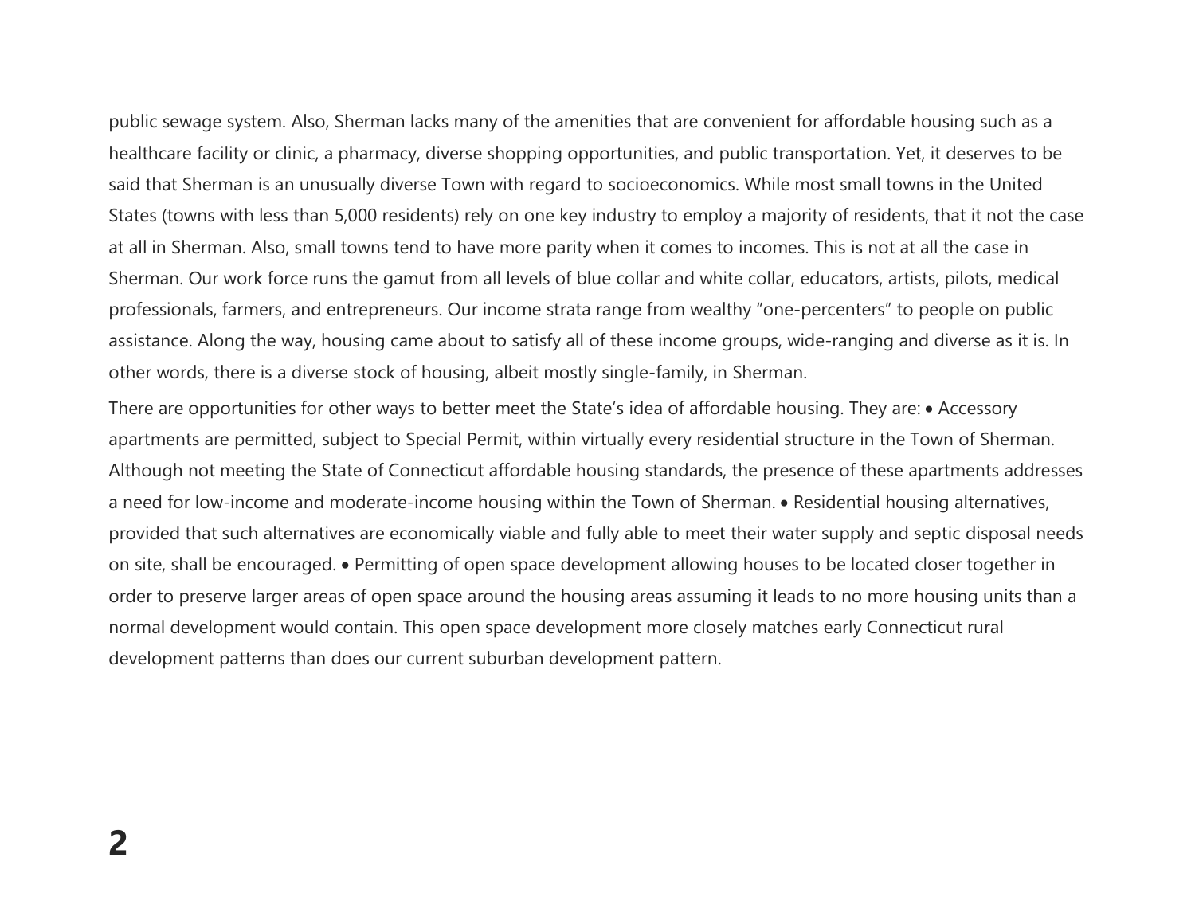public sewage system. Also, Sherman lacks many of the amenities that are convenient for affordable housing such as a healthcare facility or clinic, a pharmacy, diverse shopping opportunities, and public transportation. Yet, it deserves to be said that Sherman is an unusually diverse Town with regard to socioeconomics. While most small towns in the United States (towns with less than 5,000 residents) rely on one key industry to employ a majority of residents, that it not the case at all in Sherman. Also, small towns tend to have more parity when it comes to incomes. This is not at all the case in Sherman. Our work force runs the gamut from all levels of blue collar and white collar, educators, artists, pilots, medical professionals, farmers, and entrepreneurs. Our income strata range from wealthy "one-percenters" to people on public assistance. Along the way, housing came about to satisfy all of these income groups, wide-ranging and diverse as it is. In other words, there is a diverse stock of housing, albeit mostly single-family, in Sherman.

There are opportunities for other ways to better meet the State's idea of affordable housing. They are:

- Accessory apartments are permitted, subject to Special Permit, within virtually every residential structure in the Town of Sherman. Although not meeting the State of Connecticut affordable housing standards, the presence of these apartments addresses a need for low-income and moderate-income housing within the Town of Sherman.
- Residential housing alternatives, provided that such alternatives are economically viable and fully able to meet their water supply and septic disposal needs on site, shall be encouraged.
- Permitting of open space development allowing houses to be located closer together in order to preserve larger areas of open space around the housing areas assuming it leads to no more housing units than a normal development would contain. This open space development more closely matches early Connecticut rural development patterns than does our current suburban development pattern.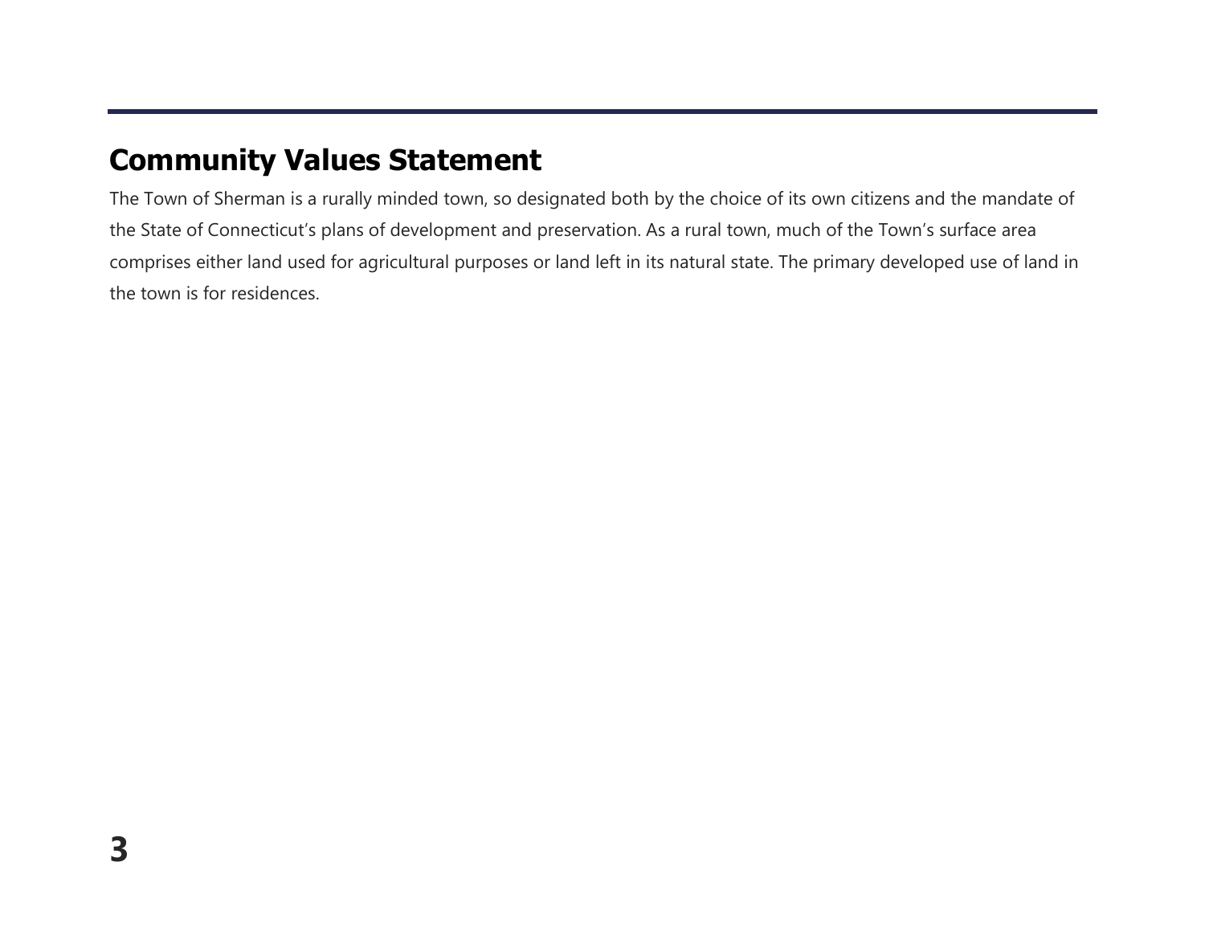## Community Values Statement

The Town of Sherman is a rurally minded town, so designated both by the choice of its own citizens and the mandate of the State of Connecticut's plans of development and preservation. As a rural town, much of the Town's surface area comprises either land used for agricultural purposes or land left in its natural state. The primary developed use of land in the town is for residences.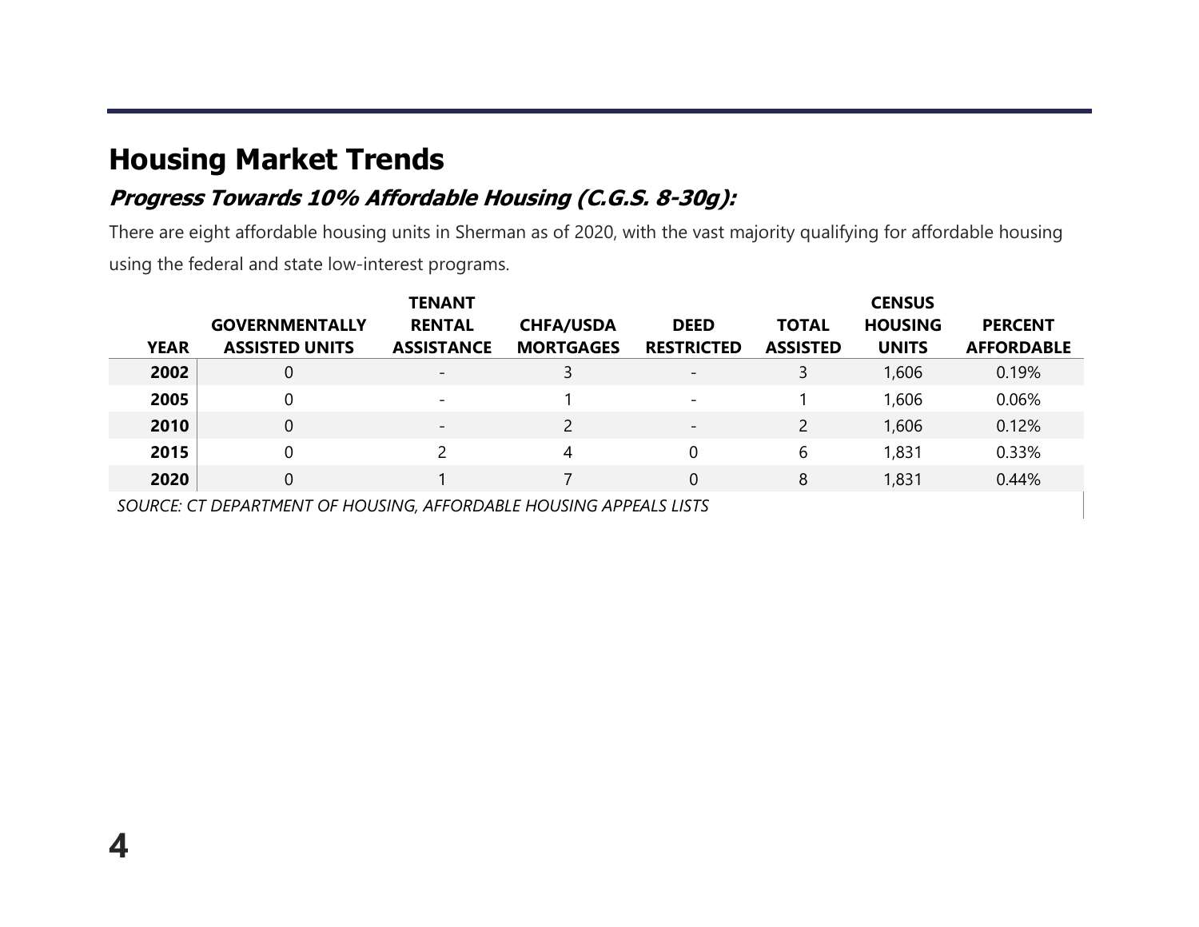## Housing Market Trends

### *Progress Towards 10% Affordable Housing (C.G.S. 8-30g):*

There are eight affordable housing units in Sherman as of 2020, with the vast majority qualifying for affordable housing using the federal and state low-interest programs.

| YEAR | GOVERNMENTALLY ASSISTED UNITS | TENANT RENTAL ASSISTANCE | CHFA/USDA MORTGAGES | DEED RESTRICTED | TOTAL ASSISTED | CENSUS HOUSING UNITS | PERCENT AFFORDABLE |
|---|---|---|---|---|---|---|---|
| **2002** | 0 | - | 3 | - | 3 | 1,606 | 0.19% |
| **2005** | 0 | - | 1 | - | 1 | 1,606 | 0.06% |
| **2010** | 0 | - | 2 | - | 2 | 1,606 | 0.12% |
| **2015** | 0 | 2 | 4 | 0 | 6 | 1,831 | 0.33% |
| **2020** | 0 | 1 | 7 | 0 | 8 | 1,831 | 0.44% |

*SOURCE: CT DEPARTMENT OF HOUSING, AFFORDABLE HOUSING APPEALS LISTS*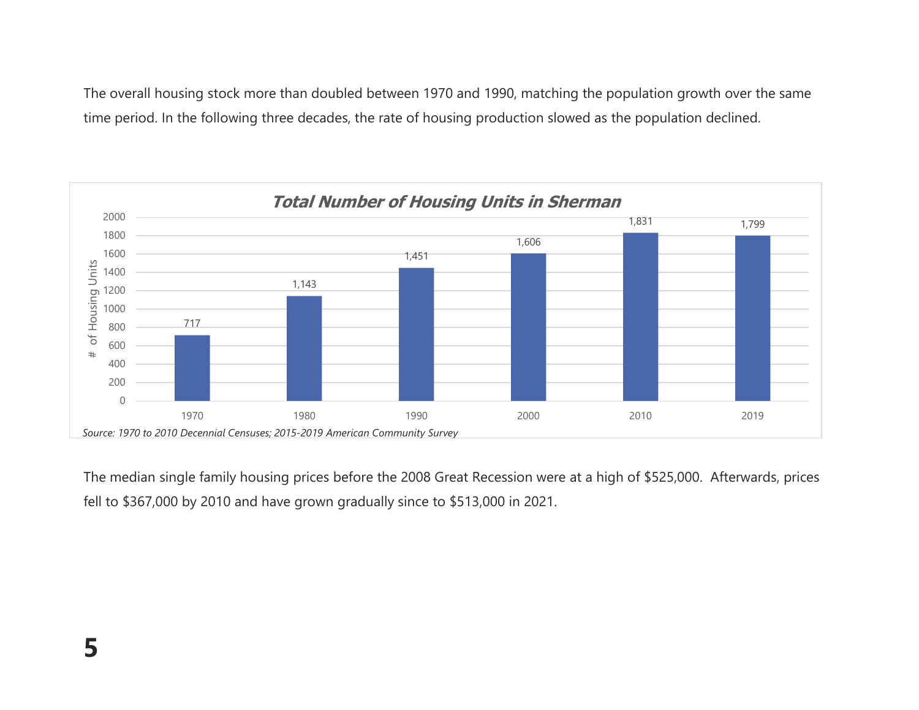The overall housing stock more than doubled between 1970 and 1990, matching the population growth over the same time period. In the following three decades, the rate of housing production slowed as the population declined.

***Total Number of Housing Units in Sherman***

| Year | # of Housing Units |
|---|---|
| 1970 | 717 |
| 1980 | 1,143 |
| 1990 | 1,451 |
| 2000 | 1,606 |
| 2010 | 1,831 |
| 2019 | 1,799 |

*Source: 1970 to 2010 Decennial Censuses; 2015-2019 American Community Survey*

The median single family housing prices before the 2008 Great Recession were at a high of $525,000. Afterwards, prices fell to $367,000 by 2010 and have grown gradually since to $513,000 in 2021.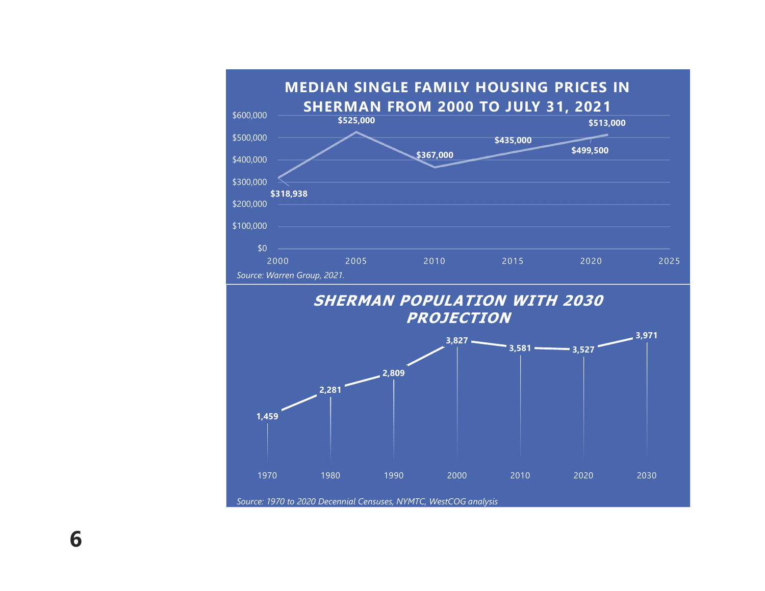## MEDIAN SINGLE FAMILY HOUSING PRICES IN SHERMAN FROM 2000 TO JULY 31, 2021

| Year | Median Price |
|---|---|
| 2000 | $318,938 |
| 2005 | $525,000 |
| 2010 | $367,000 |
| 2015 | $435,000 |
| 2020 | $499,500 |
| 2021 | $513,000 |

*Source: Warren Group, 2021.*

## *SHERMAN POPULATION WITH 2030 PROJECTION*

| Year | Population |
|---|---|
| 1970 | 1,459 |
| 1980 | 2,281 |
| 1990 | 2,809 |
| 2000 | 3,827 |
| 2010 | 3,581 |
| 2020 | 3,527 |
| 2030 | 3,971 |

*Source: 1970 to 2020 Decennial Censuses, NYMTC, WestCOG analysis*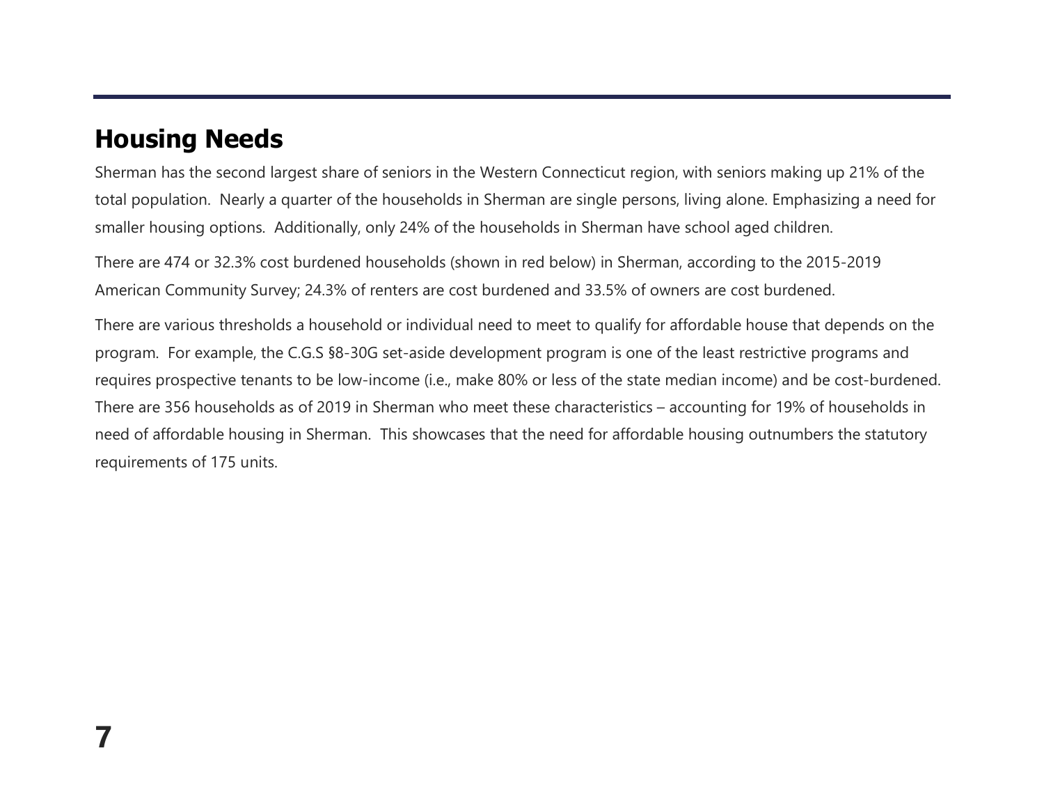## Housing Needs

Sherman has the second largest share of seniors in the Western Connecticut region, with seniors making up 21% of the total population. Nearly a quarter of the households in Sherman are single persons, living alone. Emphasizing a need for smaller housing options. Additionally, only 24% of the households in Sherman have school aged children.

There are 474 or 32.3% cost burdened households (shown in red below) in Sherman, according to the 2015-2019 American Community Survey; 24.3% of renters are cost burdened and 33.5% of owners are cost burdened.

There are various thresholds a household or individual need to meet to qualify for affordable house that depends on the program. For example, the C.G.S §8-30G set-aside development program is one of the least restrictive programs and requires prospective tenants to be low-income (i.e., make 80% or less of the state median income) and be cost-burdened. There are 356 households as of 2019 in Sherman who meet these characteristics – accounting for 19% of households in need of affordable housing in Sherman. This showcases that the need for affordable housing outnumbers the statutory requirements of 175 units.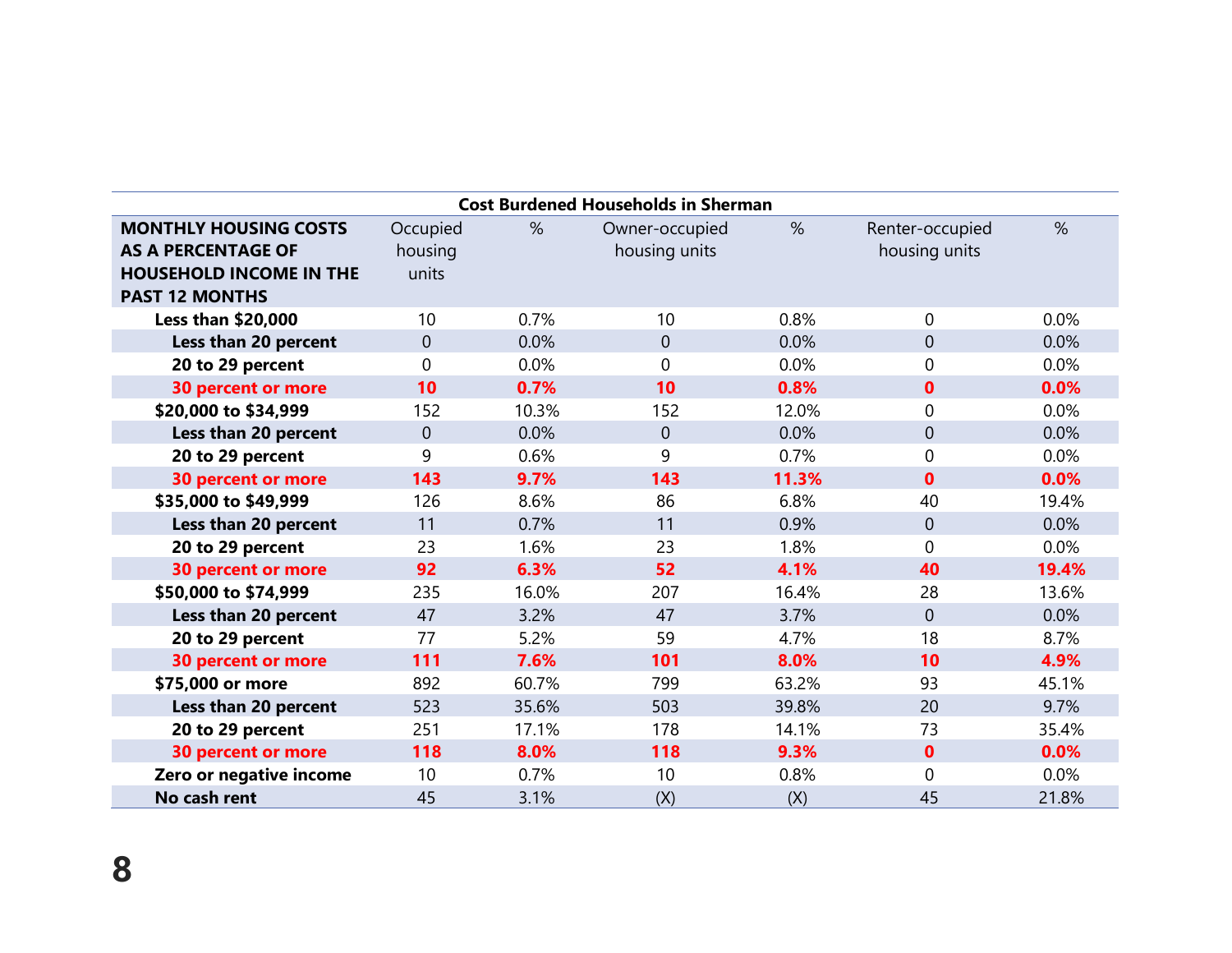**Cost Burdened Households in Sherman**

| MONTHLY HOUSING COSTS AS A PERCENTAGE OF HOUSEHOLD INCOME IN THE PAST 12 MONTHS | Occupied housing units | % | Owner-occupied housing units | % | Renter-occupied housing units | % |
|---|---|---|---|---|---|---|
| **Less than $20,000** | 10 | 0.7% | 10 | 0.8% | 0 | 0.0% |
| **Less than 20 percent** | 0 | 0.0% | 0 | 0.0% | 0 | 0.0% |
| **20 to 29 percent** | 0 | 0.0% | 0 | 0.0% | 0 | 0.0% |
| **30 percent or more** | **10** | **0.7%** | **10** | **0.8%** | **0** | **0.0%** |
| **$20,000 to $34,999** | 152 | 10.3% | 152 | 12.0% | 0 | 0.0% |
| **Less than 20 percent** | 0 | 0.0% | 0 | 0.0% | 0 | 0.0% |
| **20 to 29 percent** | 9 | 0.6% | 9 | 0.7% | 0 | 0.0% |
| **30 percent or more** | **143** | **9.7%** | **143** | **11.3%** | **0** | **0.0%** |
| **$35,000 to $49,999** | 126 | 8.6% | 86 | 6.8% | 40 | 19.4% |
| **Less than 20 percent** | 11 | 0.7% | 11 | 0.9% | 0 | 0.0% |
| **20 to 29 percent** | 23 | 1.6% | 23 | 1.8% | 0 | 0.0% |
| **30 percent or more** | **92** | **6.3%** | **52** | **4.1%** | **40** | **19.4%** |
| **$50,000 to $74,999** | 235 | 16.0% | 207 | 16.4% | 28 | 13.6% |
| **Less than 20 percent** | 47 | 3.2% | 47 | 3.7% | 0 | 0.0% |
| **20 to 29 percent** | 77 | 5.2% | 59 | 4.7% | 18 | 8.7% |
| **30 percent or more** | **111** | **7.6%** | **101** | **8.0%** | **10** | **4.9%** |
| **$75,000 or more** | 892 | 60.7% | 799 | 63.2% | 93 | 45.1% |
| **Less than 20 percent** | 523 | 35.6% | 503 | 39.8% | 20 | 9.7% |
| **20 to 29 percent** | 251 | 17.1% | 178 | 14.1% | 73 | 35.4% |
| **30 percent or more** | **118** | **8.0%** | **118** | **9.3%** | **0** | **0.0%** |
| **Zero or negative income** | 10 | 0.7% | 10 | 0.8% | 0 | 0.0% |
| **No cash rent** | 45 | 3.1% | (X) | (X) | 45 | 21.8% |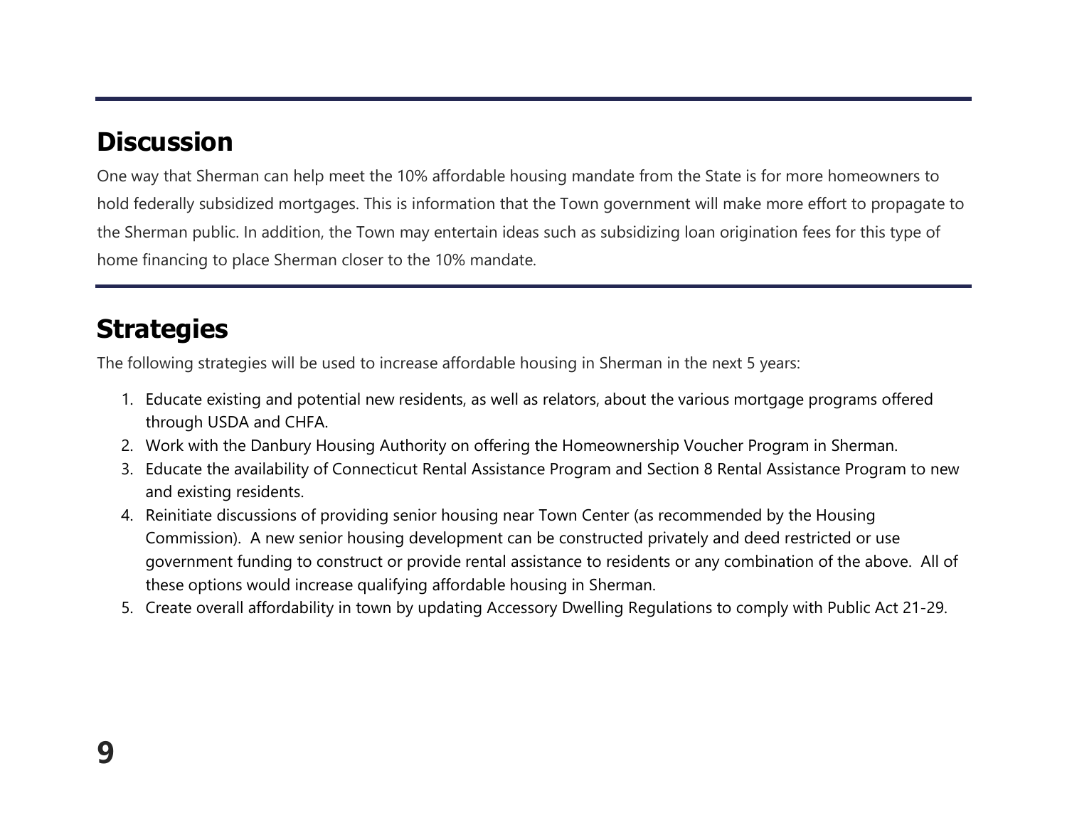## Discussion

One way that Sherman can help meet the 10% affordable housing mandate from the State is for more homeowners to hold federally subsidized mortgages. This is information that the Town government will make more effort to propagate to the Sherman public. In addition, the Town may entertain ideas such as subsidizing loan origination fees for this type of home financing to place Sherman closer to the 10% mandate.

## Strategies

The following strategies will be used to increase affordable housing in Sherman in the next 5 years:

1. Educate existing and potential new residents, as well as relators, about the various mortgage programs offered through USDA and CHFA.
2. Work with the Danbury Housing Authority on offering the Homeownership Voucher Program in Sherman.
3. Educate the availability of Connecticut Rental Assistance Program and Section 8 Rental Assistance Program to new and existing residents.
4. Reinitiate discussions of providing senior housing near Town Center (as recommended by the Housing Commission). A new senior housing development can be constructed privately and deed restricted or use government funding to construct or provide rental assistance to residents or any combination of the above. All of these options would increase qualifying affordable housing in Sherman.
5. Create overall affordability in town by updating Accessory Dwelling Regulations to comply with Public Act 21-29.